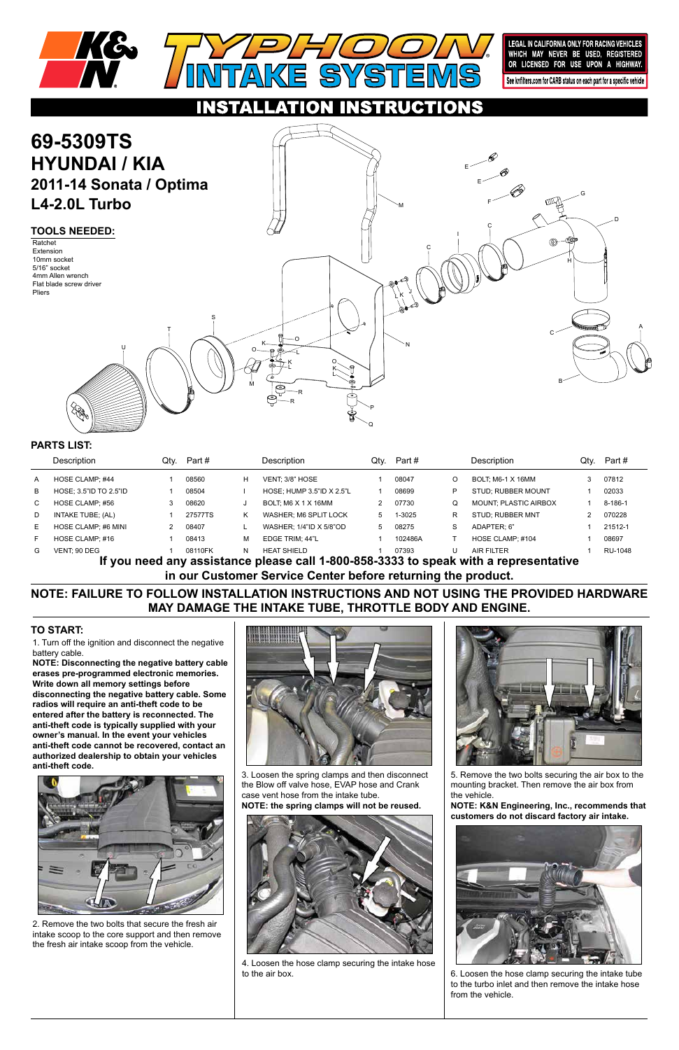# K&N TYPHOON INTAKE SYSTEMS

LEGAL IN CALIFORNIA ONLY FOR RACING VEHICLES WHICH MAY NEVER BE USED, REGISTERED OR LICENSED FOR USE UPON A HIGHWAY.

See knfilters.com for CARB status on each part for a specific vehicle

## INSTALLATION INSTRUCTIONS

# 69-5309TS
# HYUNDAI / KIA
## 2011-14 Sonata / Optima
## L4-2.0L Turbo

### TOOLS NEEDED:

- Ratchet
- Extension
- 10mm socket
- 5/16" socket
- 4mm Allen wrench
- Flat blade screw driver
- Pliers

### PARTS LIST:

| | Description | Qty. | Part # | | Description | Qty. | Part # | | Description | Qty. | Part # |
|---|---|---|---|---|---|---|---|---|---|---|---|
| A | HOSE CLAMP; #44 | 1 | 08560 | H | VENT; 3/8" HOSE | 1 | 08047 | O | BOLT; M6-1 X 16MM | 3 | 07812 |
| B | HOSE; 3.5"ID TO 2.5"ID | 1 | 08504 | I | HOSE; HUMP 3.5"ID X 2.5"L | 1 | 08699 | P | STUD; RUBBER MOUNT | 1 | 02033 |
| C | HOSE CLAMP; #56 | 3 | 08620 | J | BOLT; M6 X 1 X 16MM | 2 | 07730 | Q | MOUNT; PLASTIC AIRBOX | 1 | 8-186-1 |
| D | INTAKE TUBE; (AL) | 1 | 27577TS | K | WASHER; M6 SPLIT LOCK | 5 | 1-3025 | R | STUD; RUBBER MNT | 2 | 070228 |
| E | HOSE CLAMP; #6 MINI | 2 | 08407 | L | WASHER; 1/4"ID X 5/8"OD | 5 | 08275 | S | ADAPTER; 6" | 1 | 21512-1 |
| F | HOSE CLAMP; #16 | 1 | 08413 | M | EDGE TRIM; 44"L | 1 | 102486A | T | HOSE CLAMP; #104 | 1 | 08697 |
| G | VENT; 90 DEG | 1 | 08110FK | N | HEAT SHIELD | 1 | 07393 | U | AIR FILTER | 1 | RU-1048 |

**If you need any assistance please call 1-800-858-3333 to speak with a representative in our Customer Service Center before returning the product.**

**NOTE: FAILURE TO FOLLOW INSTALLATION INSTRUCTIONS AND NOT USING THE PROVIDED HARDWARE MAY DAMAGE THE INTAKE TUBE, THROTTLE BODY AND ENGINE.**

### TO START:

1. Turn off the ignition and disconnect the negative battery cable.

**NOTE: Disconnecting the negative battery cable erases pre-programmed electronic memories. Write down all memory settings before disconnecting the negative battery cable. Some radios will require an anti-theft code to be entered after the battery is reconnected. The anti-theft code is typically supplied with your owner's manual. In the event your vehicles anti-theft code cannot be recovered, contact an authorized dealership to obtain your vehicles anti-theft code.**

2. Remove the two bolts that secure the fresh air intake scoop to the core support and then remove the fresh air intake scoop from the vehicle.

3. Loosen the spring clamps and then disconnect the Blow off valve hose, EVAP hose and Crank case vent hose from the intake tube.

**NOTE: the spring clamps will not be reused.**

4. Loosen the hose clamp securing the intake hose to the air box.

5. Remove the two bolts securing the air box to the mounting bracket. Then remove the air box from the vehicle.

**NOTE: K&N Engineering, Inc., recommends that customers do not discard factory air intake.**

6. Loosen the hose clamp securing the intake tube to the turbo inlet and then remove the intake hose from the vehicle.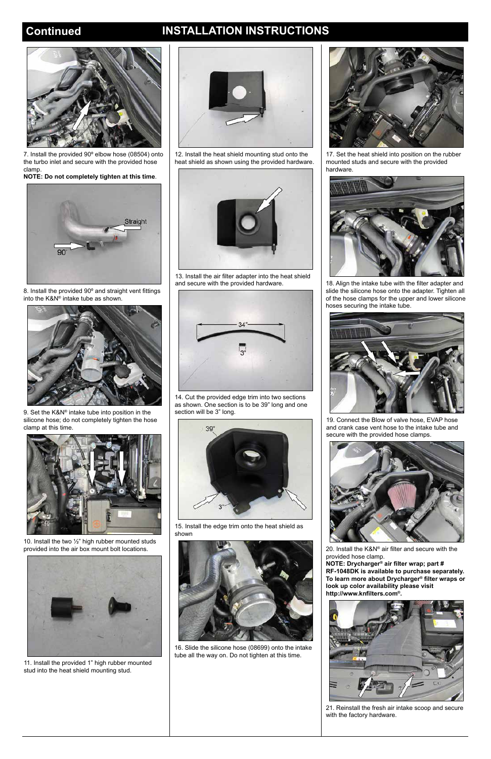# Continued INSTALLATION INSTRUCTIONS

7. Install the provided 90º elbow hose (08504) onto the turbo inlet and secure with the provided hose clamp.
**NOTE: Do not completely tighten at this time**.

8. Install the provided 90º and straight vent fittings into the K&N® intake tube as shown.

9. Set the K&N® intake tube into position in the silicone hose; do not completely tighten the hose clamp at this time.

10. Install the two ½" high rubber mounted studs provided into the air box mount bolt locations.

11. Install the provided 1" high rubber mounted stud into the heat shield mounting stud.

12. Install the heat shield mounting stud onto the heat shield as shown using the provided hardware.

13. Install the air filter adapter into the heat shield and secure with the provided hardware.

14. Cut the provided edge trim into two sections as shown. One section is to be 39" long and one section will be 3" long.

15. Install the edge trim onto the heat shield as shown

16. Slide the silicone hose (08699) onto the intake tube all the way on. Do not tighten at this time.

17. Set the heat shield into position on the rubber mounted studs and secure with the provided hardware.

18. Align the intake tube with the filter adapter and slide the silicone hose onto the adapter. Tighten all of the hose clamps for the upper and lower silicone hoses securing the intake tube.

19. Connect the Blow of valve hose, EVAP hose and crank case vent hose to the intake tube and secure with the provided hose clamps.

20. Install the K&N® air filter and secure with the provided hose clamp.
**NOTE: Drycharger® air filter wrap; part # RF-1048DK is available to purchase separately. To learn more about Drycharger® filter wraps or look up color availability please visit http://www.knfilters.com®.**

21. Reinstall the fresh air intake scoop and secure with the factory hardware.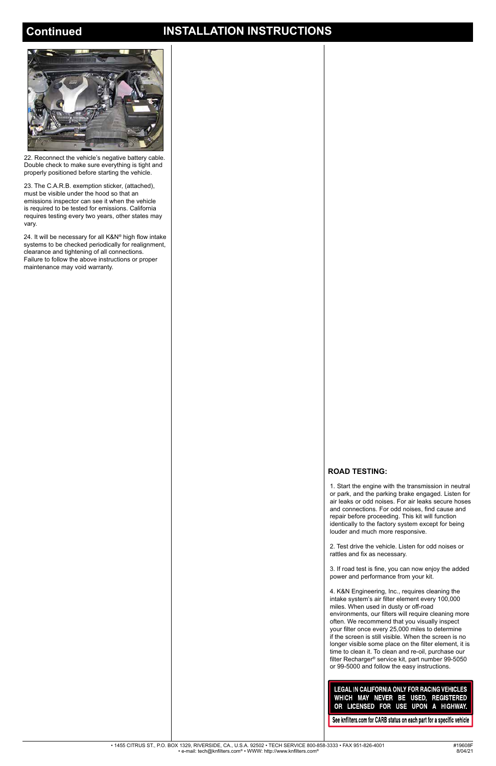# Continued INSTALLATION INSTRUCTIONS

22. Reconnect the vehicle's negative battery cable. Double check to make sure everything is tight and properly positioned before starting the vehicle.

23. The C.A.R.B. exemption sticker, (attached), must be visible under the hood so that an emissions inspector can see it when the vehicle is required to be tested for emissions. California requires testing every two years, other states may vary.

24. It will be necessary for all K&N® high flow intake systems to be checked periodically for realignment, clearance and tightening of all connections. Failure to follow the above instructions or proper maintenance may void warranty.

## ROAD TESTING:

1. Start the engine with the transmission in neutral or park, and the parking brake engaged. Listen for air leaks or odd noises. For air leaks secure hoses and connections. For odd noises, find cause and repair before proceeding. This kit will function identically to the factory system except for being louder and much more responsive.

2. Test drive the vehicle. Listen for odd noises or rattles and fix as necessary.

3. If road test is fine, you can now enjoy the added power and performance from your kit.

4. K&N Engineering, Inc., requires cleaning the intake system's air filter element every 100,000 miles. When used in dusty or off-road environments, our filters will require cleaning more often. We recommend that you visually inspect your filter once every 25,000 miles to determine if the screen is still visible. When the screen is no longer visible some place on the filter element, it is time to clean it. To clean and re-oil, purchase our filter Recharger® service kit, part number 99-5050 or 99-5000 and follow the easy instructions.

**LEGAL IN CALIFORNIA ONLY FOR RACING VEHICLES WHICH MAY NEVER BE USED, REGISTERED OR LICENSED FOR USE UPON A HIGHWAY.**

See knfilters.com for CARB status on each part for a specific vehicle

• 1455 CITRUS ST., P.O. BOX 1329, RIVERSIDE, CA., U.S.A. 92502 • TECH SERVICE 800-858-3333 • FAX 951-826-4001
• e-mail: tech@knfilters.com® • WWW: http://www.knfilters.com®

#19608F
8/04/21